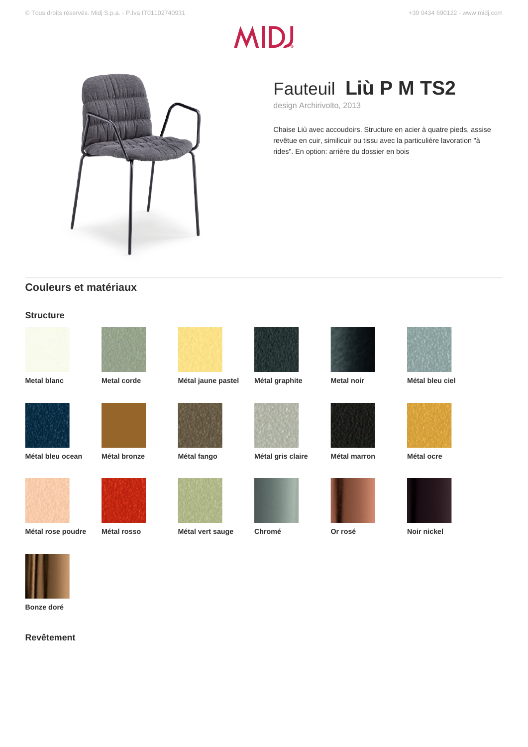# Fauteuil **Liù P M TS2**

design Archirivolto, 2013

Chaise Liù avec accoudoirs. Structure en acier à quatre pieds, assise revêtue en cuir, similicuir ou tissu avec la particulière lavoration "à rides". En option: arrière du dossier en bois

## Couleurs et matériaux

### Structure

- Metal blanc
- Metal corde
- Métal jaune pastel
- Métal graphite
- Metal noir
- Métal bleu ciel
- Métal bleu ocean
- Métal bronze
- Métal fango
- Métal gris claire
- Métal marron
- Métal ocre
- Métal rose poudre
- Métal rosso
- Métal vert sauge
- Chromé
- Or rosé
- Noir nickel
- Bonze doré

### Revêtement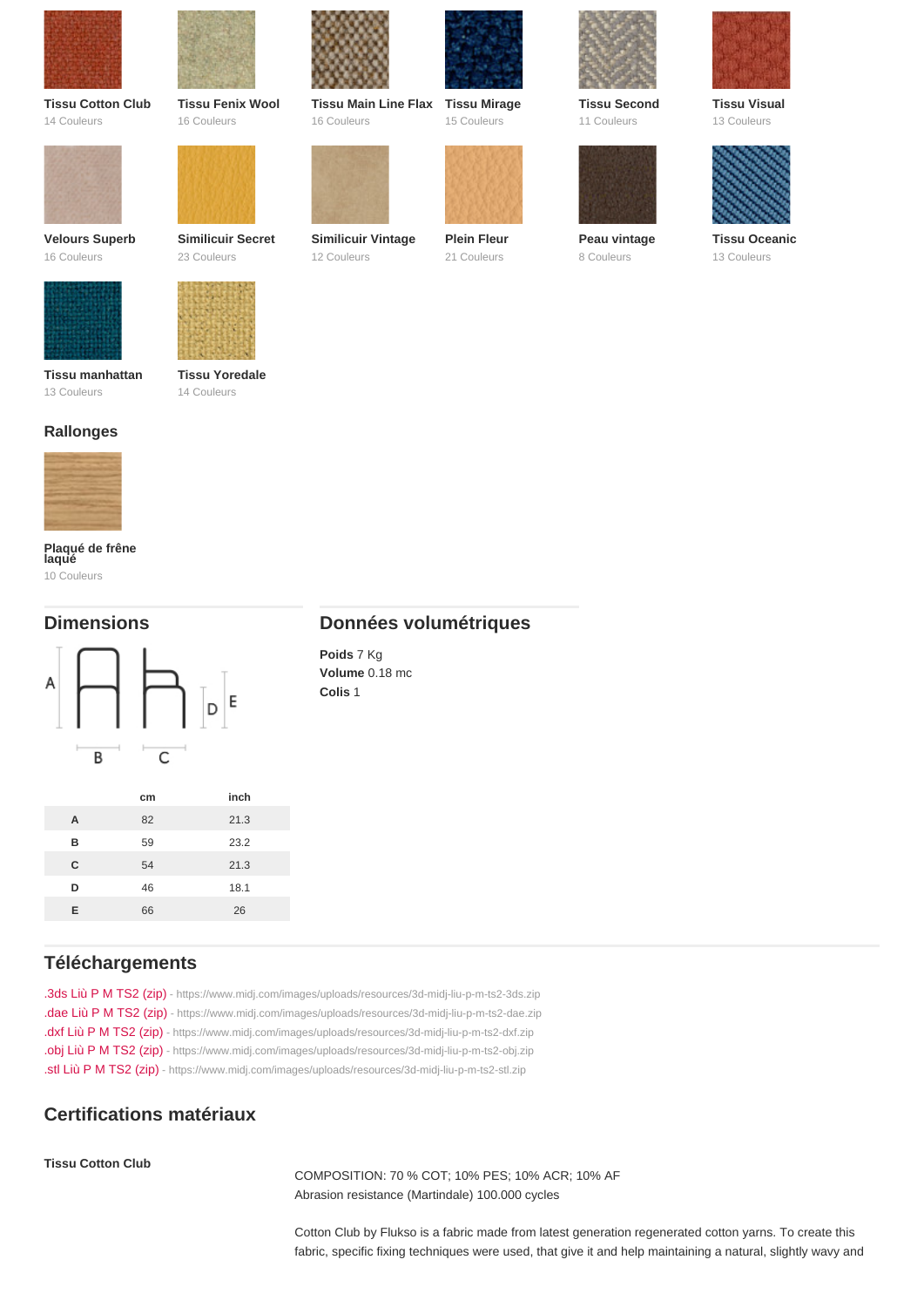**Tissu Cotton Club**
14 Couleurs

**Tissu Fenix Wool**
16 Couleurs

**Tissu Main Line Flax**
16 Couleurs

**Tissu Mirage**
15 Couleurs

**Tissu Second**
11 Couleurs

**Tissu Visual**
13 Couleurs

**Velours Superb**
16 Couleurs

**Similicuir Secret**
23 Couleurs

**Similicuir Vintage**
12 Couleurs

**Plein Fleur**
21 Couleurs

**Peau vintage**
8 Couleurs

**Tissu Oceanic**
13 Couleurs

**Tissu manhattan**
13 Couleurs

**Tissu Yoredale**
14 Couleurs

## Rallonges

**Plaqué de frêne laqué**
10 Couleurs

## Dimensions

| | cm | inch |
|---|---|---|
| A | 82 | 21.3 |
| B | 59 | 23.2 |
| C | 54 | 21.3 |
| D | 46 | 18.1 |
| E | 66 | 26 |

## Données volumétriques

**Poids** 7 Kg
**Volume** 0.18 mc
**Colis** 1

## Téléchargements

.3ds Liù P M TS2 (zip) - https://www.midj.com/images/uploads/resources/3d-midj-liu-p-m-ts2-3ds.zip
.dae Liù P M TS2 (zip) - https://www.midj.com/images/uploads/resources/3d-midj-liu-p-m-ts2-dae.zip
.dxf Liù P M TS2 (zip) - https://www.midj.com/images/uploads/resources/3d-midj-liu-p-m-ts2-dxf.zip
.obj Liù P M TS2 (zip) - https://www.midj.com/images/uploads/resources/3d-midj-liu-p-m-ts2-obj.zip
.stl Liù P M TS2 (zip) - https://www.midj.com/images/uploads/resources/3d-midj-liu-p-m-ts2-stl.zip

## Certifications matériaux

**Tissu Cotton Club**

COMPOSITION: 70 % COT; 10% PES; 10% ACR; 10% AF
Abrasion resistance (Martindale) 100.000 cycles

Cotton Club by Flukso is a fabric made from latest generation regenerated cotton yarns. To create this fabric, specific fixing techniques were used, that give it and help maintaining a natural, slightly wavy and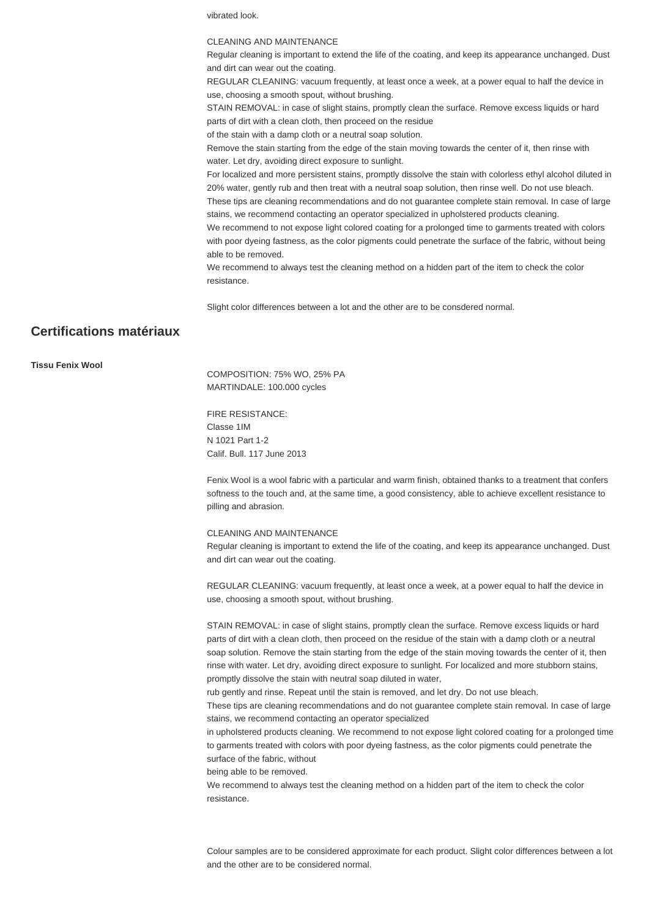vibrated look.

CLEANING AND MAINTENANCE
Regular cleaning is important to extend the life of the coating, and keep its appearance unchanged. Dust and dirt can wear out the coating.
REGULAR CLEANING: vacuum frequently, at least once a week, at a power equal to half the device in use, choosing a smooth spout, without brushing.
STAIN REMOVAL: in case of slight stains, promptly clean the surface. Remove excess liquids or hard parts of dirt with a clean cloth, then proceed on the residue
of the stain with a damp cloth or a neutral soap solution.
Remove the stain starting from the edge of the stain moving towards the center of it, then rinse with water. Let dry, avoiding direct exposure to sunlight.
For localized and more persistent stains, promptly dissolve the stain with colorless ethyl alcohol diluted in 20% water, gently rub and then treat with a neutral soap solution, then rinse well. Do not use bleach.
These tips are cleaning recommendations and do not guarantee complete stain removal. In case of large stains, we recommend contacting an operator specialized in upholstered products cleaning.
We recommend to not expose light colored coating for a prolonged time to garments treated with colors with poor dyeing fastness, as the color pigments could penetrate the surface of the fabric, without being able to be removed.
We recommend to always test the cleaning method on a hidden part of the item to check the color resistance.

Slight color differences between a lot and the other are to be consdered normal.

## Certifications matériaux

**Tissu Fenix Wool**

COMPOSITION: 75% WO, 25% PA
MARTINDALE: 100.000 cycles

FIRE RESISTANCE:
Classe 1IM
N 1021 Part 1-2
Calif. Bull. 117 June 2013

Fenix Wool is a wool fabric with a particular and warm finish, obtained thanks to a treatment that confers softness to the touch and, at the same time, a good consistency, able to achieve excellent resistance to pilling and abrasion.

CLEANING AND MAINTENANCE
Regular cleaning is important to extend the life of the coating, and keep its appearance unchanged. Dust and dirt can wear out the coating.

REGULAR CLEANING: vacuum frequently, at least once a week, at a power equal to half the device in use, choosing a smooth spout, without brushing.

STAIN REMOVAL: in case of slight stains, promptly clean the surface. Remove excess liquids or hard parts of dirt with a clean cloth, then proceed on the residue of the stain with a damp cloth or a neutral soap solution. Remove the stain starting from the edge of the stain moving towards the center of it, then rinse with water. Let dry, avoiding direct exposure to sunlight. For localized and more stubborn stains, promptly dissolve the stain with neutral soap diluted in water,
rub gently and rinse. Repeat until the stain is removed, and let dry. Do not use bleach.
These tips are cleaning recommendations and do not guarantee complete stain removal. In case of large stains, we recommend contacting an operator specialized
in upholstered products cleaning. We recommend to not expose light colored coating for a prolonged time to garments treated with colors with poor dyeing fastness, as the color pigments could penetrate the surface of the fabric, without
being able to be removed.
We recommend to always test the cleaning method on a hidden part of the item to check the color resistance.

Colour samples are to be considered approximate for each product. Slight color differences between a lot and the other are to be considered normal.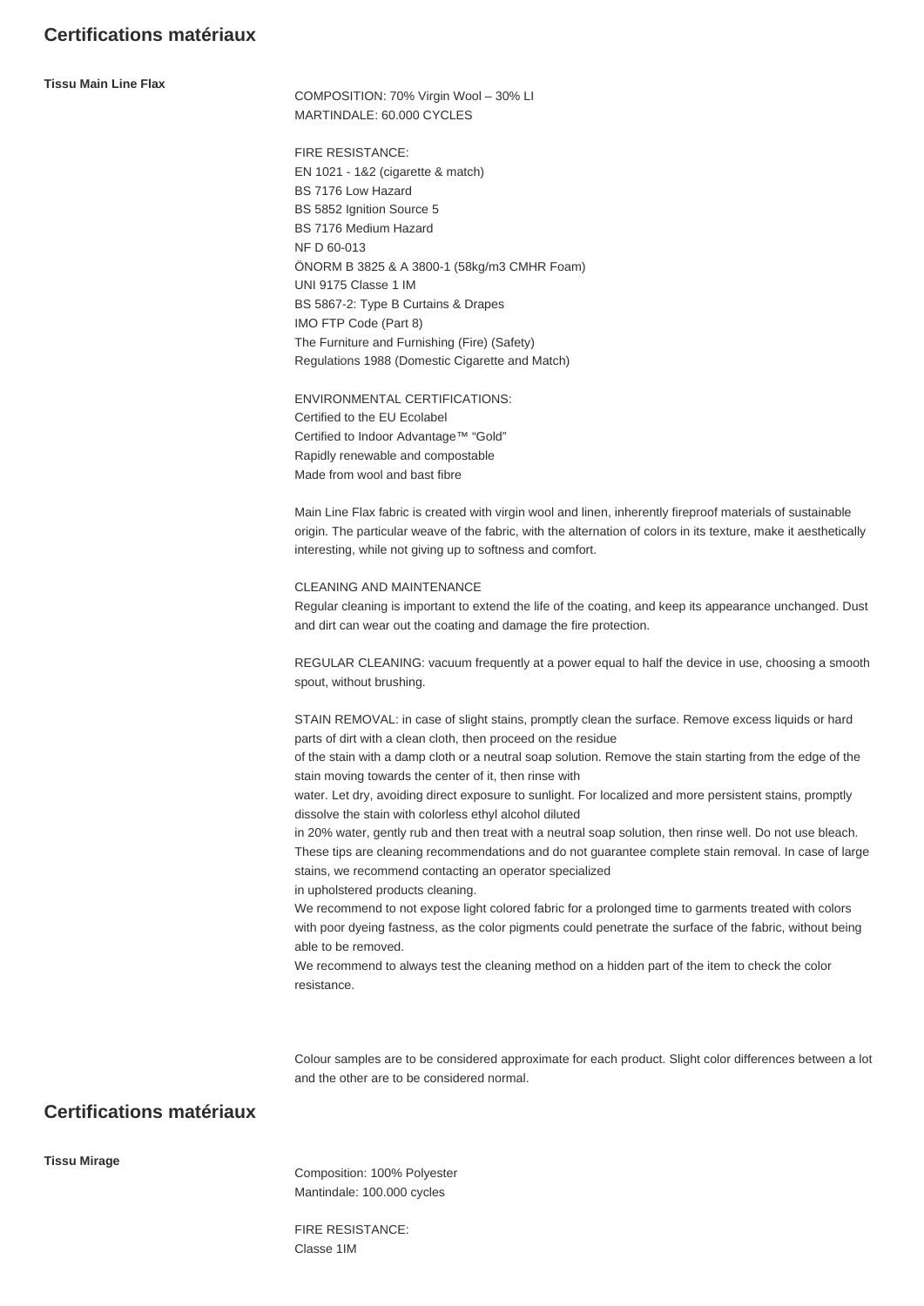## Certifications matériaux

**Tissu Main Line Flax**

COMPOSITION: 70% Virgin Wool – 30% LI
MARTINDALE: 60.000 CYCLES

FIRE RESISTANCE:
EN 1021 - 1&2 (cigarette & match)
BS 7176 Low Hazard
BS 5852 Ignition Source 5
BS 7176 Medium Hazard
NF D 60-013
ÖNORM B 3825 & A 3800-1 (58kg/m3 CMHR Foam)
UNI 9175 Classe 1 IM
BS 5867-2: Type B Curtains & Drapes
IMO FTP Code (Part 8)
The Furniture and Furnishing (Fire) (Safety)
Regulations 1988 (Domestic Cigarette and Match)

ENVIRONMENTAL CERTIFICATIONS:
Certified to the EU Ecolabel
Certified to Indoor Advantage™ “Gold”
Rapidly renewable and compostable
Made from wool and bast fibre

Main Line Flax fabric is created with virgin wool and linen, inherently fireproof materials of sustainable origin. The particular weave of the fabric, with the alternation of colors in its texture, make it aesthetically interesting, while not giving up to softness and comfort.

CLEANING AND MAINTENANCE
Regular cleaning is important to extend the life of the coating, and keep its appearance unchanged. Dust and dirt can wear out the coating and damage the fire protection.

REGULAR CLEANING: vacuum frequently at a power equal to half the device in use, choosing a smooth spout, without brushing.

STAIN REMOVAL: in case of slight stains, promptly clean the surface. Remove excess liquids or hard parts of dirt with a clean cloth, then proceed on the residue
of the stain with a damp cloth or a neutral soap solution. Remove the stain starting from the edge of the stain moving towards the center of it, then rinse with
water. Let dry, avoiding direct exposure to sunlight. For localized and more persistent stains, promptly dissolve the stain with colorless ethyl alcohol diluted
in 20% water, gently rub and then treat with a neutral soap solution, then rinse well. Do not use bleach. These tips are cleaning recommendations and do not guarantee complete stain removal. In case of large stains, we recommend contacting an operator specialized
in upholstered products cleaning.
We recommend to not expose light colored fabric for a prolonged time to garments treated with colors with poor dyeing fastness, as the color pigments could penetrate the surface of the fabric, without being able to be removed.
We recommend to always test the cleaning method on a hidden part of the item to check the color resistance.

Colour samples are to be considered approximate for each product. Slight color differences between a lot and the other are to be considered normal.

## Certifications matériaux

**Tissu Mirage**

Composition: 100% Polyester
Mantindale: 100.000 cycles

FIRE RESISTANCE:
Classe 1IM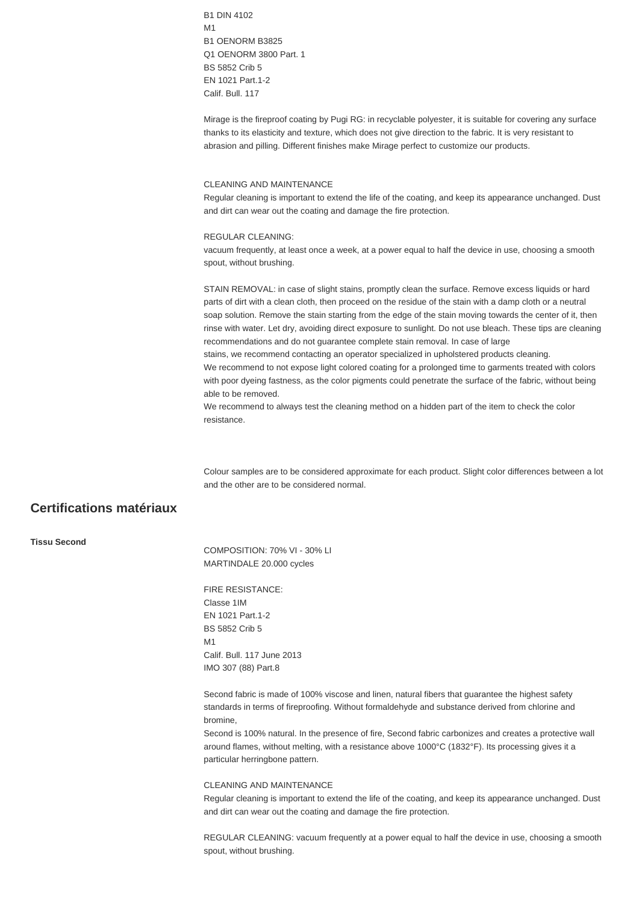B1 DIN 4102
M1
B1 OENORM B3825
Q1 OENORM 3800 Part. 1
BS 5852 Crib 5
EN 1021 Part.1-2
Calif. Bull. 117

Mirage is the fireproof coating by Pugi RG: in recyclable polyester, it is suitable for covering any surface thanks to its elasticity and texture, which does not give direction to the fabric. It is very resistant to abrasion and pilling. Different finishes make Mirage perfect to customize our products.

CLEANING AND MAINTENANCE
Regular cleaning is important to extend the life of the coating, and keep its appearance unchanged. Dust and dirt can wear out the coating and damage the fire protection.

REGULAR CLEANING:
vacuum frequently, at least once a week, at a power equal to half the device in use, choosing a smooth spout, without brushing.

STAIN REMOVAL: in case of slight stains, promptly clean the surface. Remove excess liquids or hard parts of dirt with a clean cloth, then proceed on the residue of the stain with a damp cloth or a neutral soap solution. Remove the stain starting from the edge of the stain moving towards the center of it, then rinse with water. Let dry, avoiding direct exposure to sunlight. Do not use bleach. These tips are cleaning recommendations and do not guarantee complete stain removal. In case of large
stains, we recommend contacting an operator specialized in upholstered products cleaning.
We recommend to not expose light colored coating for a prolonged time to garments treated with colors with poor dyeing fastness, as the color pigments could penetrate the surface of the fabric, without being able to be removed.
We recommend to always test the cleaning method on a hidden part of the item to check the color resistance.

Colour samples are to be considered approximate for each product. Slight color differences between a lot and the other are to be considered normal.

## Certifications matériaux

**Tissu Second**

COMPOSITION: 70% VI - 30% LI
MARTINDALE 20.000 cycles

FIRE RESISTANCE:
Classe 1IM
EN 1021 Part.1-2
BS 5852 Crib 5
M1
Calif. Bull. 117 June 2013
IMO 307 (88) Part.8

Second fabric is made of 100% viscose and linen, natural fibers that guarantee the highest safety standards in terms of fireproofing. Without formaldehyde and substance derived from chlorine and bromine,
Second is 100% natural. In the presence of fire, Second fabric carbonizes and creates a protective wall around flames, without melting, with a resistance above 1000°C (1832°F). Its processing gives it a particular herringbone pattern.

CLEANING AND MAINTENANCE
Regular cleaning is important to extend the life of the coating, and keep its appearance unchanged. Dust and dirt can wear out the coating and damage the fire protection.

REGULAR CLEANING: vacuum frequently at a power equal to half the device in use, choosing a smooth spout, without brushing.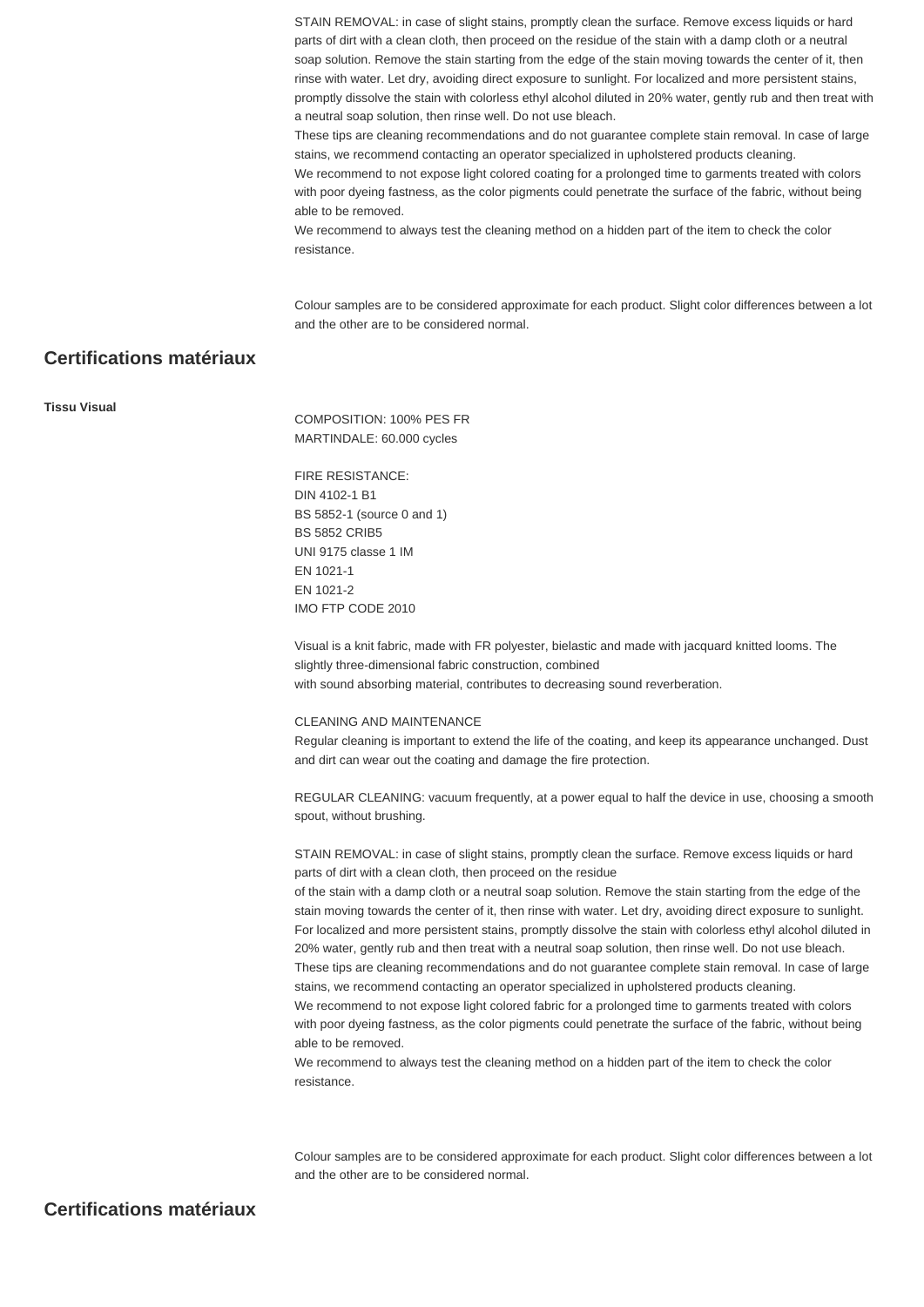STAIN REMOVAL: in case of slight stains, promptly clean the surface. Remove excess liquids or hard parts of dirt with a clean cloth, then proceed on the residue of the stain with a damp cloth or a neutral soap solution. Remove the stain starting from the edge of the stain moving towards the center of it, then rinse with water. Let dry, avoiding direct exposure to sunlight. For localized and more persistent stains, promptly dissolve the stain with colorless ethyl alcohol diluted in 20% water, gently rub and then treat with a neutral soap solution, then rinse well. Do not use bleach.
These tips are cleaning recommendations and do not guarantee complete stain removal. In case of large stains, we recommend contacting an operator specialized in upholstered products cleaning.
We recommend to not expose light colored coating for a prolonged time to garments treated with colors with poor dyeing fastness, as the color pigments could penetrate the surface of the fabric, without being able to be removed.
We recommend to always test the cleaning method on a hidden part of the item to check the color resistance.

Colour samples are to be considered approximate for each product. Slight color differences between a lot and the other are to be considered normal.

## Certifications matériaux

**Tissu Visual**

COMPOSITION: 100% PES FR
MARTINDALE: 60.000 cycles

FIRE RESISTANCE:
DIN 4102-1 B1
BS 5852-1 (source 0 and 1)
BS 5852 CRIB5
UNI 9175 classe 1 IM
EN 1021-1
EN 1021-2
IMO FTP CODE 2010

Visual is a knit fabric, made with FR polyester, bielastic and made with jacquard knitted looms. The slightly three-dimensional fabric construction, combined
with sound absorbing material, contributes to decreasing sound reverberation.

CLEANING AND MAINTENANCE
Regular cleaning is important to extend the life of the coating, and keep its appearance unchanged. Dust and dirt can wear out the coating and damage the fire protection.

REGULAR CLEANING: vacuum frequently, at a power equal to half the device in use, choosing a smooth spout, without brushing.

STAIN REMOVAL: in case of slight stains, promptly clean the surface. Remove excess liquids or hard parts of dirt with a clean cloth, then proceed on the residue
of the stain with a damp cloth or a neutral soap solution. Remove the stain starting from the edge of the stain moving towards the center of it, then rinse with water. Let dry, avoiding direct exposure to sunlight. For localized and more persistent stains, promptly dissolve the stain with colorless ethyl alcohol diluted in 20% water, gently rub and then treat with a neutral soap solution, then rinse well. Do not use bleach.
These tips are cleaning recommendations and do not guarantee complete stain removal. In case of large stains, we recommend contacting an operator specialized in upholstered products cleaning.
We recommend to not expose light colored fabric for a prolonged time to garments treated with colors with poor dyeing fastness, as the color pigments could penetrate the surface of the fabric, without being able to be removed.
We recommend to always test the cleaning method on a hidden part of the item to check the color resistance.

Colour samples are to be considered approximate for each product. Slight color differences between a lot and the other are to be considered normal.

## Certifications matériaux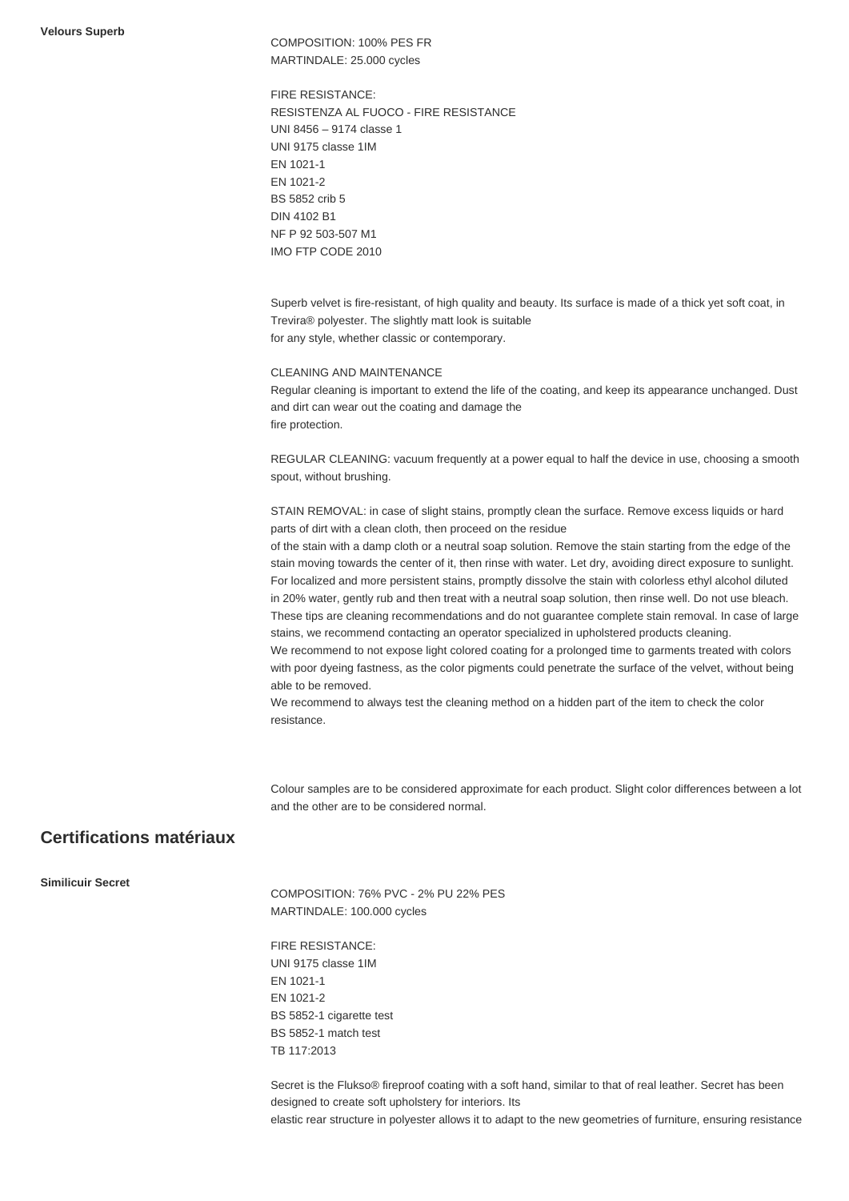**Velours Superb**

COMPOSITION: 100% PES FR
MARTINDALE: 25.000 cycles

FIRE RESISTANCE:
RESISTENZA AL FUOCO - FIRE RESISTANCE
UNI 8456 – 9174 classe 1
UNI 9175 classe 1IM
EN 1021-1
EN 1021-2
BS 5852 crib 5
DIN 4102 B1
NF P 92 503-507 M1
IMO FTP CODE 2010

Superb velvet is fire-resistant, of high quality and beauty. Its surface is made of a thick yet soft coat, in Trevira® polyester. The slightly matt look is suitable for any style, whether classic or contemporary.

CLEANING AND MAINTENANCE
Regular cleaning is important to extend the life of the coating, and keep its appearance unchanged. Dust and dirt can wear out the coating and damage the fire protection.

REGULAR CLEANING: vacuum frequently at a power equal to half the device in use, choosing a smooth spout, without brushing.

STAIN REMOVAL: in case of slight stains, promptly clean the surface. Remove excess liquids or hard parts of dirt with a clean cloth, then proceed on the residue of the stain with a damp cloth or a neutral soap solution. Remove the stain starting from the edge of the stain moving towards the center of it, then rinse with water. Let dry, avoiding direct exposure to sunlight. For localized and more persistent stains, promptly dissolve the stain with colorless ethyl alcohol diluted in 20% water, gently rub and then treat with a neutral soap solution, then rinse well. Do not use bleach. These tips are cleaning recommendations and do not guarantee complete stain removal. In case of large stains, we recommend contacting an operator specialized in upholstered products cleaning.
We recommend to not expose light colored coating for a prolonged time to garments treated with colors with poor dyeing fastness, as the color pigments could penetrate the surface of the velvet, without being able to be removed.
We recommend to always test the cleaning method on a hidden part of the item to check the color resistance.

Colour samples are to be considered approximate for each product. Slight color differences between a lot and the other are to be considered normal.

## Certifications matériaux

**Similicuir Secret**

COMPOSITION: 76% PVC - 2% PU 22% PES
MARTINDALE: 100.000 cycles

FIRE RESISTANCE:
UNI 9175 classe 1IM
EN 1021-1
EN 1021-2
BS 5852-1 cigarette test
BS 5852-1 match test
TB 117:2013

Secret is the Flukso® fireproof coating with a soft hand, similar to that of real leather. Secret has been designed to create soft upholstery for interiors. Its elastic rear structure in polyester allows it to adapt to the new geometries of furniture, ensuring resistance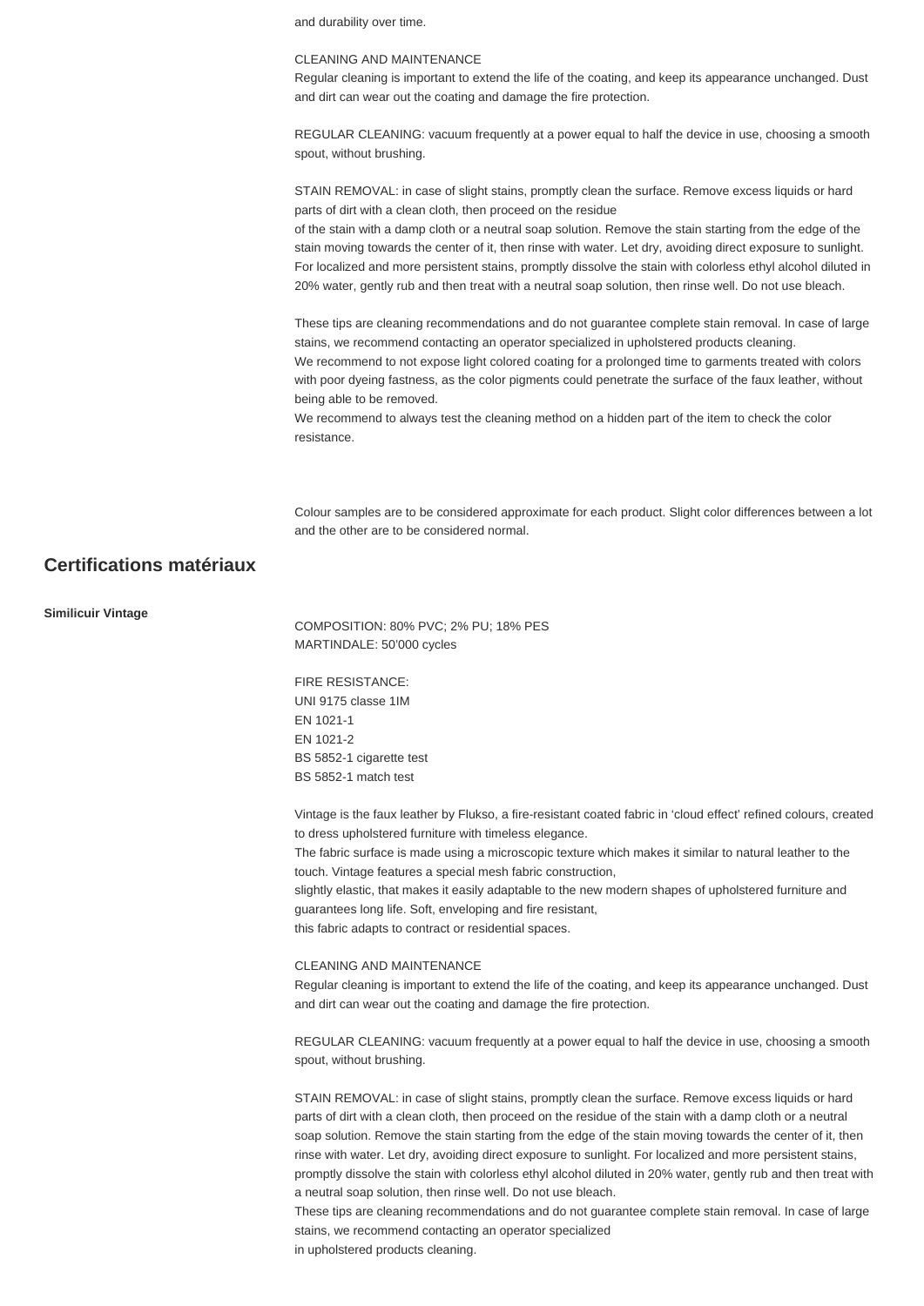and durability over time.

CLEANING AND MAINTENANCE
Regular cleaning is important to extend the life of the coating, and keep its appearance unchanged. Dust and dirt can wear out the coating and damage the fire protection.

REGULAR CLEANING: vacuum frequently at a power equal to half the device in use, choosing a smooth spout, without brushing.

STAIN REMOVAL: in case of slight stains, promptly clean the surface. Remove excess liquids or hard parts of dirt with a clean cloth, then proceed on the residue
of the stain with a damp cloth or a neutral soap solution. Remove the stain starting from the edge of the stain moving towards the center of it, then rinse with water. Let dry, avoiding direct exposure to sunlight. For localized and more persistent stains, promptly dissolve the stain with colorless ethyl alcohol diluted in 20% water, gently rub and then treat with a neutral soap solution, then rinse well. Do not use bleach.

These tips are cleaning recommendations and do not guarantee complete stain removal. In case of large stains, we recommend contacting an operator specialized in upholstered products cleaning.
We recommend to not expose light colored coating for a prolonged time to garments treated with colors with poor dyeing fastness, as the color pigments could penetrate the surface of the faux leather, without being able to be removed.
We recommend to always test the cleaning method on a hidden part of the item to check the color resistance.

Colour samples are to be considered approximate for each product. Slight color differences between a lot and the other are to be considered normal.

## Certifications matériaux

**Similicuir Vintage**

COMPOSITION: 80% PVC; 2% PU; 18% PES
MARTINDALE: 50'000 cycles

FIRE RESISTANCE:
UNI 9175 classe 1IM
EN 1021-1
EN 1021-2
BS 5852-1 cigarette test
BS 5852-1 match test

Vintage is the faux leather by Flukso, a fire-resistant coated fabric in 'cloud effect' refined colours, created to dress upholstered furniture with timeless elegance.
The fabric surface is made using a microscopic texture which makes it similar to natural leather to the touch. Vintage features a special mesh fabric construction,
slightly elastic, that makes it easily adaptable to the new modern shapes of upholstered furniture and guarantees long life. Soft, enveloping and fire resistant,
this fabric adapts to contract or residential spaces.

CLEANING AND MAINTENANCE
Regular cleaning is important to extend the life of the coating, and keep its appearance unchanged. Dust and dirt can wear out the coating and damage the fire protection.

REGULAR CLEANING: vacuum frequently at a power equal to half the device in use, choosing a smooth spout, without brushing.

STAIN REMOVAL: in case of slight stains, promptly clean the surface. Remove excess liquids or hard parts of dirt with a clean cloth, then proceed on the residue of the stain with a damp cloth or a neutral soap solution. Remove the stain starting from the edge of the stain moving towards the center of it, then rinse with water. Let dry, avoiding direct exposure to sunlight. For localized and more persistent stains, promptly dissolve the stain with colorless ethyl alcohol diluted in 20% water, gently rub and then treat with a neutral soap solution, then rinse well. Do not use bleach.
These tips are cleaning recommendations and do not guarantee complete stain removal. In case of large stains, we recommend contacting an operator specialized
in upholstered products cleaning.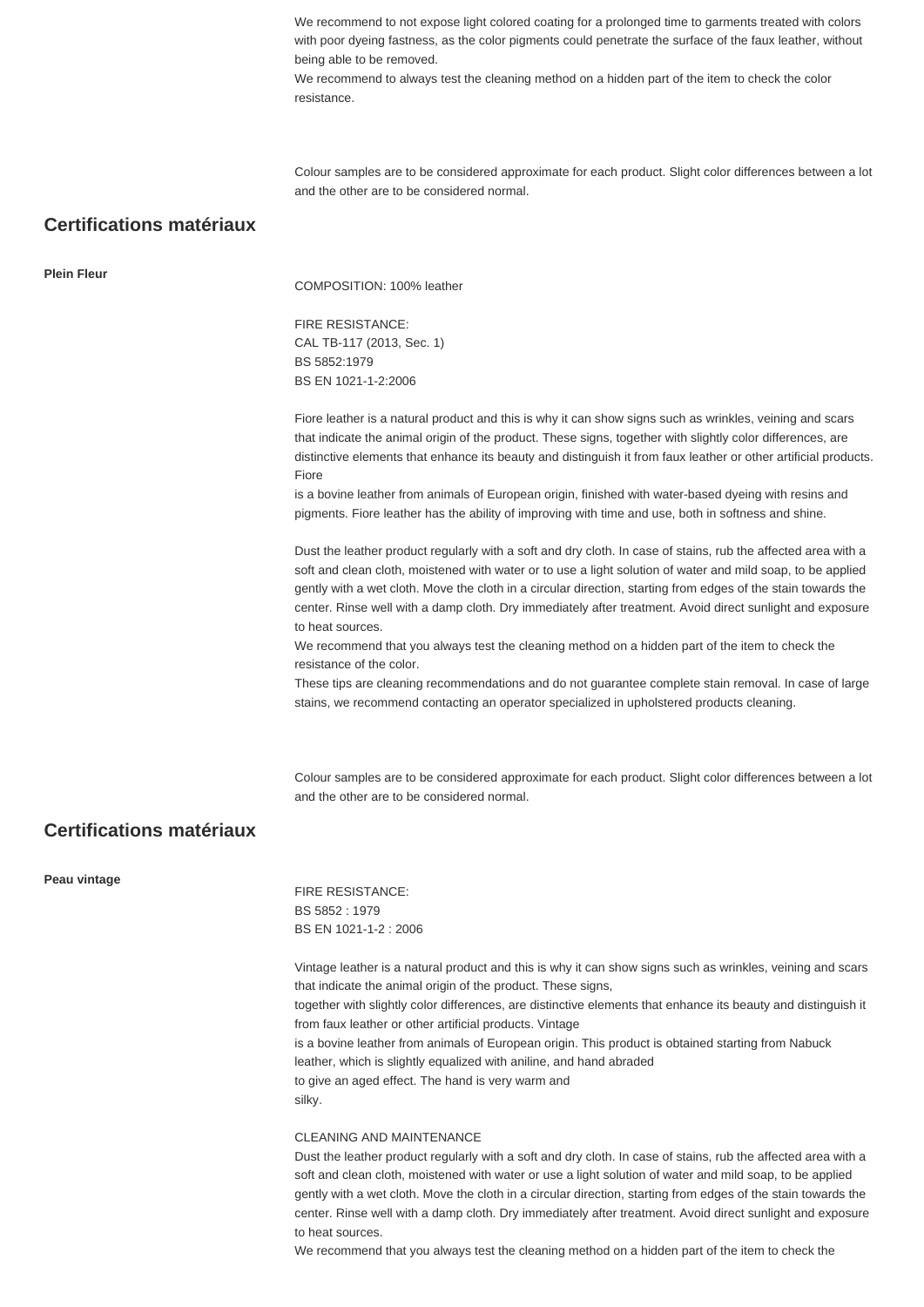We recommend to not expose light colored coating for a prolonged time to garments treated with colors with poor dyeing fastness, as the color pigments could penetrate the surface of the faux leather, without being able to be removed.
We recommend to always test the cleaning method on a hidden part of the item to check the color resistance.

Colour samples are to be considered approximate for each product. Slight color differences between a lot and the other are to be considered normal.

## Certifications matériaux

**Plein Fleur**

COMPOSITION: 100% leather

FIRE RESISTANCE:
CAL TB-117 (2013, Sec. 1)
BS 5852:1979
BS EN 1021-1-2:2006

Fiore leather is a natural product and this is why it can show signs such as wrinkles, veining and scars that indicate the animal origin of the product. These signs, together with slightly color differences, are distinctive elements that enhance its beauty and distinguish it from faux leather or other artificial products. Fiore
is a bovine leather from animals of European origin, finished with water-based dyeing with resins and pigments. Fiore leather has the ability of improving with time and use, both in softness and shine.

Dust the leather product regularly with a soft and dry cloth. In case of stains, rub the affected area with a soft and clean cloth, moistened with water or to use a light solution of water and mild soap, to be applied gently with a wet cloth. Move the cloth in a circular direction, starting from edges of the stain towards the center. Rinse well with a damp cloth. Dry immediately after treatment. Avoid direct sunlight and exposure to heat sources.
We recommend that you always test the cleaning method on a hidden part of the item to check the resistance of the color.
These tips are cleaning recommendations and do not guarantee complete stain removal. In case of large stains, we recommend contacting an operator specialized in upholstered products cleaning.

Colour samples are to be considered approximate for each product. Slight color differences between a lot and the other are to be considered normal.

## Certifications matériaux

**Peau vintage**

FIRE RESISTANCE:
BS 5852 : 1979
BS EN 1021-1-2 : 2006

Vintage leather is a natural product and this is why it can show signs such as wrinkles, veining and scars that indicate the animal origin of the product. These signs,
together with slightly color differences, are distinctive elements that enhance its beauty and distinguish it from faux leather or other artificial products. Vintage
is a bovine leather from animals of European origin. This product is obtained starting from Nabuck leather, which is slightly equalized with aniline, and hand abraded
to give an aged effect. The hand is very warm and
silky.

CLEANING AND MAINTENANCE
Dust the leather product regularly with a soft and dry cloth. In case of stains, rub the affected area with a soft and clean cloth, moistened with water or use a light solution of water and mild soap, to be applied gently with a wet cloth. Move the cloth in a circular direction, starting from edges of the stain towards the center. Rinse well with a damp cloth. Dry immediately after treatment. Avoid direct sunlight and exposure to heat sources.
We recommend that you always test the cleaning method on a hidden part of the item to check the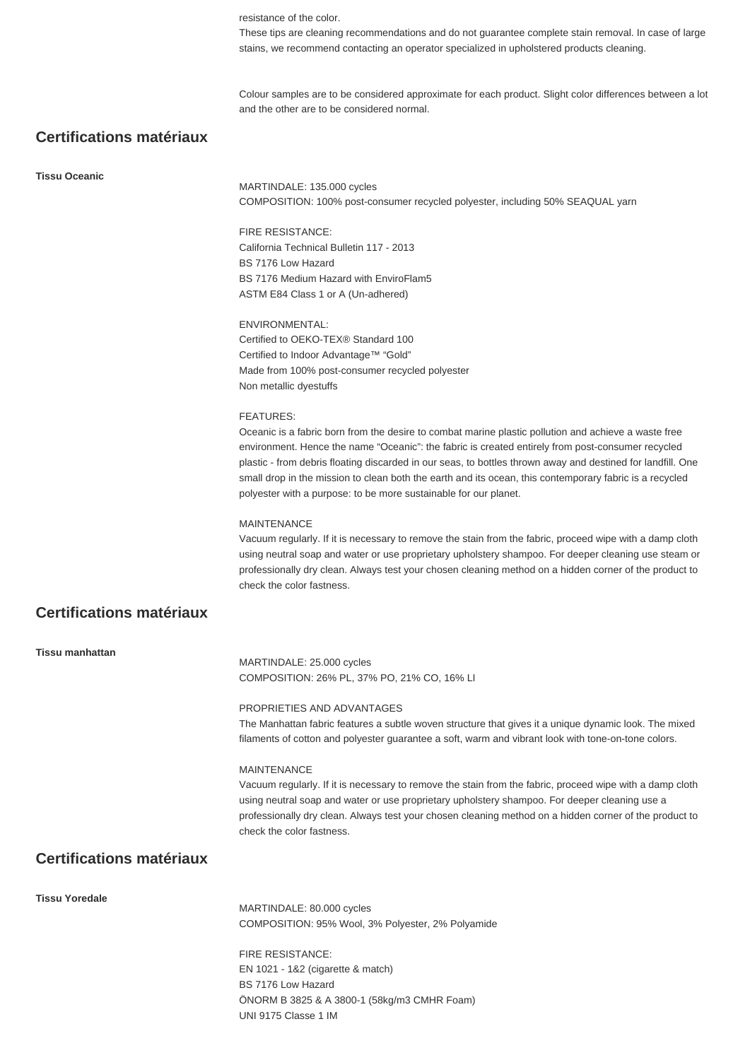resistance of the color.
These tips are cleaning recommendations and do not guarantee complete stain removal. In case of large stains, we recommend contacting an operator specialized in upholstered products cleaning.

Colour samples are to be considered approximate for each product. Slight color differences between a lot and the other are to be considered normal.

## Certifications matériaux

**Tissu Oceanic**

MARTINDALE: 135.000 cycles
COMPOSITION: 100% post-consumer recycled polyester, including 50% SEAQUAL yarn

FIRE RESISTANCE:
California Technical Bulletin 117 - 2013
BS 7176 Low Hazard
BS 7176 Medium Hazard with EnviroFlam5
ASTM E84 Class 1 or A (Un-adhered)

ENVIRONMENTAL:
Certified to OEKO-TEX® Standard 100
Certified to Indoor Advantage™ "Gold"
Made from 100% post-consumer recycled polyester
Non metallic dyestuffs

FEATURES:
Oceanic is a fabric born from the desire to combat marine plastic pollution and achieve a waste free environment. Hence the name "Oceanic": the fabric is created entirely from post-consumer recycled plastic - from debris floating discarded in our seas, to bottles thrown away and destined for landfill. One small drop in the mission to clean both the earth and its ocean, this contemporary fabric is a recycled polyester with a purpose: to be more sustainable for our planet.

MAINTENANCE
Vacuum regularly. If it is necessary to remove the stain from the fabric, proceed wipe with a damp cloth using neutral soap and water or use proprietary upholstery shampoo. For deeper cleaning use steam or professionally dry clean. Always test your chosen cleaning method on a hidden corner of the product to check the color fastness.

## Certifications matériaux

**Tissu manhattan**

MARTINDALE: 25.000 cycles
COMPOSITION: 26% PL, 37% PO, 21% CO, 16% LI

PROPRIETIES AND ADVANTAGES
The Manhattan fabric features a subtle woven structure that gives it a unique dynamic look. The mixed filaments of cotton and polyester guarantee a soft, warm and vibrant look with tone-on-tone colors.

MAINTENANCE
Vacuum regularly. If it is necessary to remove the stain from the fabric, proceed wipe with a damp cloth using neutral soap and water or use proprietary upholstery shampoo. For deeper cleaning use a professionally dry clean. Always test your chosen cleaning method on a hidden corner of the product to check the color fastness.

## Certifications matériaux

**Tissu Yoredale**

MARTINDALE: 80.000 cycles
COMPOSITION: 95% Wool, 3% Polyester, 2% Polyamide

FIRE RESISTANCE:
EN 1021 - 1&2 (cigarette & match)
BS 7176 Low Hazard
ÖNORM B 3825 & A 3800-1 (58kg/m3 CMHR Foam)
UNI 9175 Classe 1 IM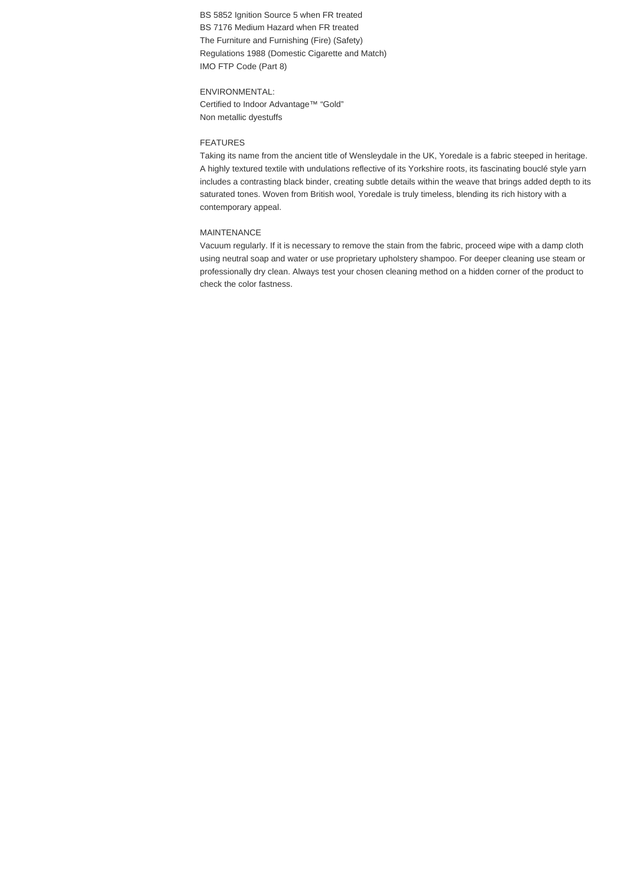BS 5852 Ignition Source 5 when FR treated
BS 7176 Medium Hazard when FR treated
The Furniture and Furnishing (Fire) (Safety)
Regulations 1988 (Domestic Cigarette and Match)
IMO FTP Code (Part 8)

ENVIRONMENTAL:
Certified to Indoor Advantage™ “Gold”
Non metallic dyestuffs

FEATURES
Taking its name from the ancient title of Wensleydale in the UK, Yoredale is a fabric steeped in heritage. A highly textured textile with undulations reflective of its Yorkshire roots, its fascinating bouclé style yarn includes a contrasting black binder, creating subtle details within the weave that brings added depth to its saturated tones. Woven from British wool, Yoredale is truly timeless, blending its rich history with a contemporary appeal.

MAINTENANCE
Vacuum regularly. If it is necessary to remove the stain from the fabric, proceed wipe with a damp cloth using neutral soap and water or use proprietary upholstery shampoo. For deeper cleaning use steam or professionally dry clean. Always test your chosen cleaning method on a hidden corner of the product to check the color fastness.